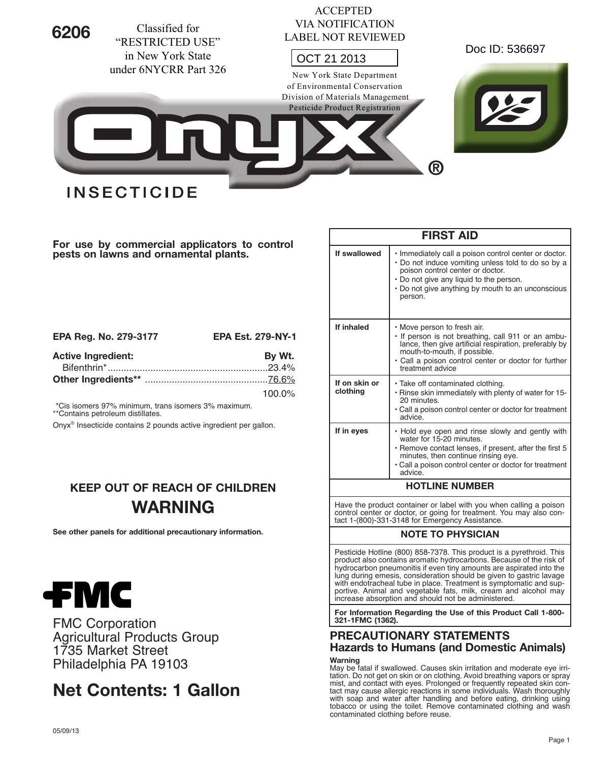6206

Classified for "RESTRICTED USE" in New York State under 6NYCRR Part 326

ACCEPTED VIA NOTIFICATION LABEL NOT REVIEWED

OCT 21 2013

New York State Department of Environmental Conservation Division of Materials Management Pesticide Product Registration

Doc ID: 536697

# Onyx® INSECTICIDE

**For use by commercial applicators to control pests on lawns and ornamental plants.**

**EPA Reg. No. 279-3177** **EPA Est. 279-NY-1**

| **Active Ingredient:** | **By Wt.** |
|---|---|
| Bifenthrin* | 23.4% |
| **Other Ingredients**** | 76.6% |
| | 100.0% |

*Cis isomers 97% minimum, trans isomers 3% maximum.
**Contains petroleum distillates.

Onyx® Insecticide contains 2 pounds active ingredient per gallon.

## KEEP OUT OF REACH OF CHILDREN

## WARNING

**See other panels for additional precautionary information.**

FMC

FMC Corporation
Agricultural Products Group
1735 Market Street
Philadelphia PA 19103

## Net Contents: 1 Gallon

05/09/13

| FIRST AID | |
|---|---|
| **If swallowed** | • Immediately call a poison control center or doctor.<br>• Do not induce vomiting unless told to do so by a poison control center or doctor.<br>• Do not give any liquid to the person.<br>• Do not give anything by mouth to an unconscious person. |
| **If inhaled** | • Move person to fresh air.<br>• If person is not breathing, call 911 or an ambulance, then give artificial respiration, preferably by mouth-to-mouth, if possible.<br>• Call a poison control center or doctor for further treatment advice |
| **If on skin or clothing** | • Take off contaminated clothing.<br>• Rinse skin immediately with plenty of water for 15-20 minutes.<br>• Call a poison control center or doctor for treatment advice. |
| **If in eyes** | • Hold eye open and rinse slowly and gently with water for 15-20 minutes.<br>• Remove contact lenses, if present, after the first 5 minutes, then continue rinsing eye.<br>• Call a poison control center or doctor for treatment advice. |

**HOTLINE NUMBER**

Have the product container or label with you when calling a poison control center or doctor, or going for treatment. You may also contact 1-(800)-331-3148 for Emergency Assistance.

**NOTE TO PHYSICIAN**

Pesticide Hotline (800) 858-7378. This product is a pyrethroid. This product also contains aromatic hydrocarbons. Because of the risk of hydrocarbon pneumonitis if even tiny amounts are aspirated into the lung during emesis, consideration should be given to gastric lavage with endotracheal tube in place. Treatment is symptomatic and supportive. Animal and vegetable fats, milk, cream and alcohol may increase absorption and should not be administered.

**For Information Regarding the Use of this Product Call 1-800-321-1FMC (1362).**

## PRECAUTIONARY STATEMENTS
## Hazards to Humans (and Domestic Animals)

**Warning**

May be fatal if swallowed. Causes skin irritation and moderate eye irritation. Do not get on skin or on clothing. Avoid breathing vapors or spray mist, and contact with eyes. Prolonged or frequently repeated skin contact may cause allergic reactions in some individuals. Wash thoroughly with soap and water after handling and before eating, drinking using tobacco or using the toilet. Remove contaminated clothing and wash contaminated clothing before reuse.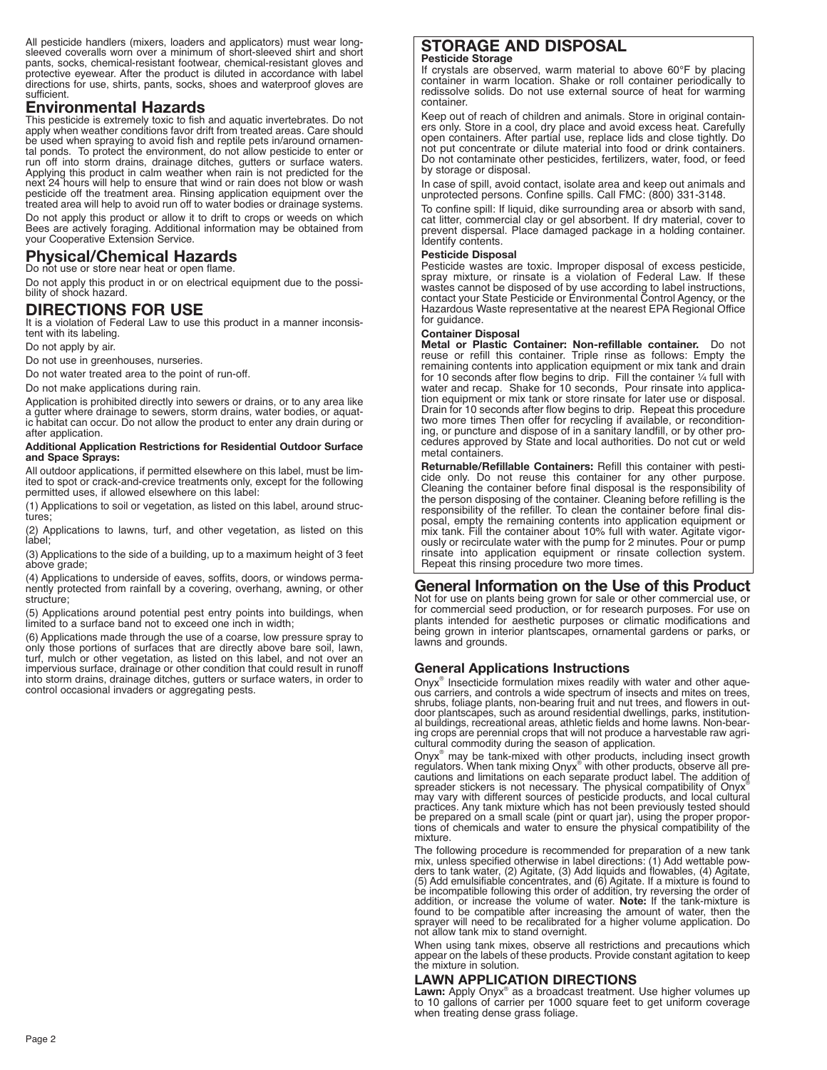All pesticide handlers (mixers, loaders and applicators) must wear long-sleeved coveralls worn over a minimum of short-sleeved shirt and short pants, socks, chemical-resistant footwear, chemical-resistant gloves and protective eyewear. After the product is diluted in accordance with label directions for use, shirts, pants, socks, shoes and waterproof gloves are sufficient.

## Environmental Hazards

This pesticide is extremely toxic to fish and aquatic invertebrates. Do not apply when weather conditions favor drift from treated areas. Care should be used when spraying to avoid fish and reptile pets in/around ornamental ponds. To protect the environment, do not allow pesticide to enter or run off into storm drains, drainage ditches, gutters or surface waters. Applying this product in calm weather when rain is not predicted for the next 24 hours will help to ensure that wind or rain does not blow or wash pesticide off the treatment area. Rinsing application equipment over the treated area will help to avoid run off to water bodies or drainage systems.

Do not apply this product or allow it to drift to crops or weeds on which Bees are actively foraging. Additional information may be obtained from your Cooperative Extension Service.

## Physical/Chemical Hazards

Do not use or store near heat or open flame.

Do not apply this product in or on electrical equipment due to the possibility of shock hazard.

## DIRECTIONS FOR USE

It is a violation of Federal Law to use this product in a manner inconsistent with its labeling.

Do not apply by air.

Do not use in greenhouses, nurseries.

Do not water treated area to the point of run-off.

Do not make applications during rain.

Application is prohibited directly into sewers or drains, or to any area like a gutter where drainage to sewers, storm drains, water bodies, or aquatic habitat can occur. Do not allow the product to enter any drain during or after application.

**Additional Application Restrictions for Residential Outdoor Surface and Space Sprays:**

All outdoor applications, if permitted elsewhere on this label, must be limited to spot or crack-and-crevice treatments only, except for the following permitted uses, if allowed elsewhere on this label:

(1) Applications to soil or vegetation, as listed on this label, around structures;

(2) Applications to lawns, turf, and other vegetation, as listed on this label;

(3) Applications to the side of a building, up to a maximum height of 3 feet above grade;

(4) Applications to underside of eaves, soffits, doors, or windows permanently protected from rainfall by a covering, overhang, awning, or other structure;

(5) Applications around potential pest entry points into buildings, when limited to a surface band not to exceed one inch in width;

(6) Applications made through the use of a coarse, low pressure spray to only those portions of surfaces that are directly above bare soil, lawn, turf, mulch or other vegetation, as listed on this label, and not over an impervious surface, drainage or other condition that could result in runoff into storm drains, drainage ditches, gutters or surface waters, in order to control occasional invaders or aggregating pests.

## STORAGE AND DISPOSAL

**Pesticide Storage**

If crystals are observed, warm material to above 60°F by placing container in warm location. Shake or roll container periodically to redissolve solids. Do not use external source of heat for warming container.

Keep out of reach of children and animals. Store in original containers only. Store in a cool, dry place and avoid excess heat. Carefully open containers. After partial use, replace lids and close tightly. Do not put concentrate or dilute material into food or drink containers. Do not contaminate other pesticides, fertilizers, water, food, or feed by storage or disposal.

In case of spill, avoid contact, isolate area and keep out animals and unprotected persons. Confine spills. Call FMC: (800) 331-3148.

To confine spill: If liquid, dike surrounding area or absorb with sand, cat litter, commercial clay or gel absorbent. If dry material, cover to prevent dispersal. Place damaged package in a holding container. Identify contents.

**Pesticide Disposal**

Pesticide wastes are toxic. Improper disposal of excess pesticide, spray mixture, or rinsate is a violation of Federal Law. If these wastes cannot be disposed of by use according to label instructions, contact your State Pesticide or Environmental Control Agency, or the Hazardous Waste representative at the nearest EPA Regional Office for guidance.

**Container Disposal**

**Metal or Plastic Container: Non-refillable container.** Do not reuse or refill this container. Triple rinse as follows: Empty the remaining contents into application equipment or mix tank and drain for 10 seconds after flow begins to drip. Fill the container ¼ full with water and recap. Shake for 10 seconds, Pour rinsate into application equipment or mix tank or store rinsate for later use or disposal. Drain for 10 seconds after flow begins to drip. Repeat this procedure two more times Then offer for recycling if available, or reconditioning, or puncture and dispose of in a sanitary landfill, or by other procedures approved by State and local authorities. Do not cut or weld metal containers.

**Returnable/Refillable Containers:** Refill this container with pesticide only. Do not reuse this container for any other purpose. Cleaning the container before final disposal is the responsibility of the person disposing of the container. Cleaning before refilling is the responsibility of the refiller. To clean the container before final disposal, empty the remaining contents into application equipment or mix tank. Fill the container about 10% full with water. Agitate vigorously or recirculate water with the pump for 2 minutes. Pour or pump rinsate into application equipment or rinsate collection system. Repeat this rinsing procedure two more times.

## General Information on the Use of this Product

Not for use on plants being grown for sale or other commercial use, or for commercial seed production, or for research purposes. For use on plants intended for aesthetic purposes or climatic modifications and being grown in interior plantscapes, ornamental gardens or parks, or lawns and grounds.

### General Applications Instructions

Onyx® Insecticide formulation mixes readily with water and other aqueous carriers, and controls a wide spectrum of insects and mites on trees, shrubs, foliage plants, non-bearing fruit and nut trees, and flowers in outdoor plantscapes, such as around residential dwellings, parks, institutional buildings, recreational areas, athletic fields and home lawns. Non-bearing crops are perennial crops that will not produce a harvestable raw agricultural commodity during the season of application.

Onyx® may be tank-mixed with other products, including insect growth regulators. When tank mixing Onyx® with other products, observe all precautions and limitations on each separate product label. The addition of spreader stickers is not necessary. The physical compatibility of Onyx® may vary with different sources of pesticide products, and local cultural practices. Any tank mixture which has not been previously tested should be prepared on a small scale (pint or quart jar), using the proper proportions of chemicals and water to ensure the physical compatibility of the mixture.

The following procedure is recommended for preparation of a new tank mix, unless specified otherwise in label directions: (1) Add wettable powders to tank water, (2) Agitate, (3) Add liquids and flowables, (4) Agitate, (5) Add emulsifiable concentrates, and (6) Agitate. If a mixture is found to be incompatible following this order of addition, try reversing the order of addition, or increase the volume of water. **Note:** If the tank-mixture is found to be compatible after increasing the amount of water, then the sprayer will need to be recalibrated for a higher volume application. Do not allow tank mix to stand overnight.

When using tank mixes, observe all restrictions and precautions which appear on the labels of these products. Provide constant agitation to keep the mixture in solution.

### LAWN APPLICATION DIRECTIONS

**Lawn:** Apply Onyx® as a broadcast treatment. Use higher volumes up to 10 gallons of carrier per 1000 square feet to get uniform coverage when treating dense grass foliage.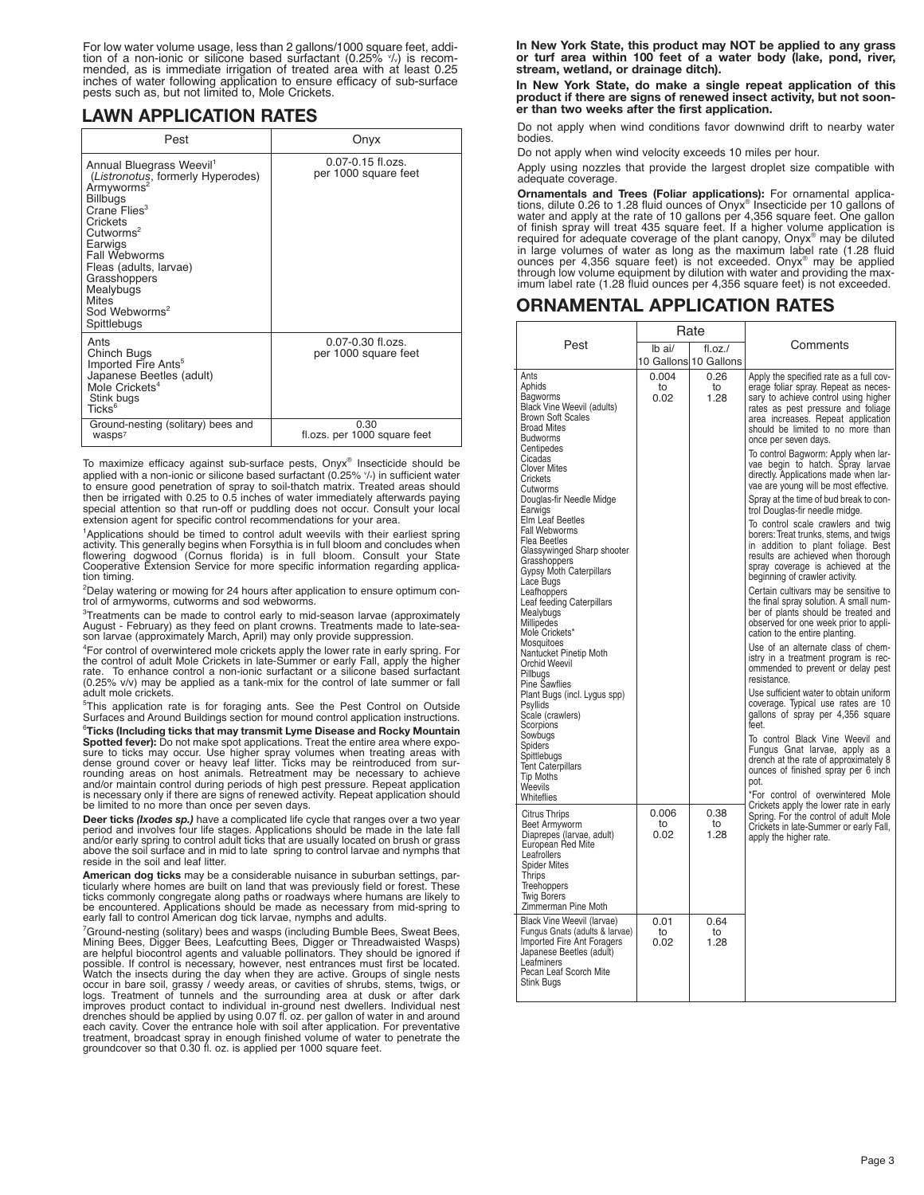For low water volume usage, less than 2 gallons/1000 square feet, addition of a non-ionic or silicone based surfactant (0.25% v/v) is recommended, as is immediate irrigation of treated area with at least 0.25 inches of water following application to ensure efficacy of sub-surface pests such as, but not limited to, Mole Crickets.

## LAWN APPLICATION RATES

| Pest | Onyx |
|---|---|
| Annual Bluegrass Weevil[1] (*Listronotus*, formerly Hyperodes)<br>Armyworms[2]<br>Billbugs<br>Crane Flies[3]<br>Crickets<br>Cutworms[2]<br>Earwigs<br>Fall Webworms<br>Fleas (adults, larvae)<br>Grasshoppers<br>Mealybugs<br>Mites<br>Sod Webworms[2]<br>Spittlebugs | 0.07-0.15 fl.ozs. per 1000 square feet |
| Ants<br>Chinch Bugs<br>Imported Fire Ants[5]<br>Japanese Beetles (adult)<br>Mole Crickets[4]<br>Stink bugs<br>Ticks[6] | 0.07-0.30 fl.ozs. per 1000 square feet |
| Ground-nesting (solitary) bees and wasps[7] | 0.30 fl.ozs. per 1000 square feet |

To maximize efficacy against sub-surface pests, Onyx® Insecticide should be applied with a non-ionic or silicon based surfactant (0.25% v/v) in sufficient water to ensure good penetration of spray to soil-thatch matrix. Treated areas should then be irrigated with 0.25 to 0.5 inches of water immediately afterwards paying special attention so that run-off or puddling does not occur. Consult your local extension agent for specific control recommendations for your area.

[1]Applications should be timed to control adult weevils with their earliest spring activity. This generally begins when Forsythia is in full bloom and concludes when flowering dogwood (Cornus florida) is in full bloom. Consult your State Cooperative Extension Service for more specific information regarding application timing.

[2]Delay watering or mowing for 24 hours after application to ensure optimum control of armyworms, cutworms and sod webworms.

[3]Treatments can be made to control early to mid-season larvae (approximately August - February) as they feed on plant crowns. Treatments made to late-season larvae (approximately March, April) may only provide suppression.

[4]For control of overwintered mole crickets apply the lower rate in early spring. For the control of adult Mole Crickets in late-Summer or early Fall, apply the higher rate. To enhance control a non-ionic surfactant or a silicone based surfactant (0.25% v/v) may be applied as a tank-mix for the control of late summer or fall adult mole crickets.

[5]This application rate is for foraging ants. See the Pest Control on Outside Surfaces and Around Buildings section for mound control application instructions.

[6]**Ticks (Including ticks that may transmit Lyme Disease and Rocky Mountain Spotted fever):** Do not make spot applications. Treat the entire area where exposure to ticks may occur. Use higher spray volumes when treating areas with dense ground cover or heavy leaf litter. Ticks may be reintroduced from surrounding areas on host animals. Retreatment may be necessary to achieve and/or maintain control during periods of high pest pressure. Repeat application is necessary only if there are signs of renewed activity. Repeat application should be limited to no more than once per seven days.

**Deer ticks *(Ixodes sp.)*** have a complicated life cycle that ranges over a two year period and involves four life stages. Applications should be made in the late fall and/or early spring to control adult ticks that are usually located on brush or grass above the soil surface and in mid to late spring to control larvae and nymphs that reside in the soil and leaf litter.

**American dog ticks** may be a considerable nuisance in suburban settings, particularly where homes are built on land that was previously field or forest. These ticks commonly congregate along paths or roadways where humans are likely to be encountered. Applications should be made as necessary from mid-spring to early fall to control American dog tick larvae, nymphs and adults.

[7]Ground-nesting (solitary) bees and wasps (including Bumble Bees, Sweat Bees, Mining Bees, Digger Bees, Leafcutting Bees, Digger or Threadwaisted Wasps) are helpful biocontrol agents and valuable pollinators. They should be ignored if possible. If control is necessary, however, nest entrances must first be located. Watch the insects during the day when they are active. Groups of single nests occur in bare soil, grassy / weedy areas, or cavities of shrubs, stems, twigs, or logs. Treatment of tunnels and the surrounding area at dusk or after dark improves product contact to individual in-ground nest dwellers. Individual nest drenches should be applied by using 0.07 fl. oz. per gallon of water in and around each cavity. Cover the entrance hole with soil after application. For preventative treatment, broadcast spray in enough finished volume of water to penetrate the groundcover so that 0.30 fl. oz. is applied per 1000 square feet.

**In New York State, this product may NOT be applied to any grass or turf area within 100 feet of a water body (lake, pond, river, stream, wetland, or drainage ditch).**

**In New York State, do make a single repeat application of this product if there are signs of renewed insect activity, but not sooner than two weeks after the first application.**

Do not apply when wind conditions favor downwind drift to nearby water bodies.

Do not apply when wind velocity exceeds 10 miles per hour.

Apply using nozzles that provide the largest droplet size compatible with adequate coverage.

**Ornamentals and Trees (Foliar applications):** For ornamental applications, dilute 0.26 to 1.28 fluid ounces of Onyx® Insecticide per 10 gallons of water and apply at the rate of 10 gallons per 4,356 square feet. One gallon of finish spray will treat 435 square feet. If a higher volume application is required for adequate coverage of the plant canopy, Onyx® may be diluted in large volumes of water as long as the maximum label rate (1.28 fluid ounces per 4,356 square feet) is not exceeded. Onyx® may be applied through low volume equipment by dilution with water and providing the maximum label rate (1.28 fluid ounces per 4,356 square feet) is not exceeded.

## ORNAMENTAL APPLICATION RATES

| Pest | Rate | | Comments |
|---|---|---|---|
| | lb ai/ 10 Gallons | fl.oz./ 10 Gallons | |
| Ants<br>Aphids<br>Bagworms<br>Black Vine Weevil (adults)<br>Brown Soft Scales<br>Broad Mites<br>Budworms<br>Centipedes<br>Cicadas<br>Clover Mites<br>Crickets<br>Cutworms<br>Douglas-fir Needle Midge<br>Earwigs<br>Elm Leaf Beetles<br>Fall Webworms<br>Flea Beetles<br>Glassywinged Sharp shooter<br>Grasshoppers<br>Gypsy Moth Caterpillars<br>Lace Bugs<br>Leafhoppers<br>Leaf feeding Caterpillars<br>Mealybugs<br>Millipedes<br>Mole Crickets*<br>Mosquitoes<br>Nantucket Pinetip Moth<br>Orchid Weevil<br>Pillbugs<br>Pine Sawflies<br>Plant Bugs (incl. Lygus spp)<br>Psyllids<br>Scale (crawlers)<br>Scorpions<br>Sowbugs<br>Spiders<br>Spittlebugs<br>Tent Caterpillars<br>Tip Moths<br>Weevils<br>Whiteflies | 0.004 to 0.02 | 0.26 to 1.28 | Apply the specified rate as a full coverage foliar spray. Repeat as necessary to achieve control using higher rates as pest pressure and foliage area increases. Repeat application should be limited to no more than once per seven days.<br>To control Bagworm: Apply when larvae begin to hatch. Spray larvae directly. Applications made when larvae are young will be most effective.<br>Spray at the time of bud break to control Douglas-fir needle midge.<br>To control scale crawlers and twig borers: Treat trunks, stems, and twigs in addition to plant foliage. Best results are achieved when thorough spray coverage is achieved at the beginning of crawler activity.<br>Certain cultivars may be sensitive to the final spray solution. A small number of plants should be treated and observed for one week prior to application to the entire planting.<br>Use of an alternate class of chemistry in a treatment program is recommended to prevent or delay pest resistance.<br>Use sufficient water to obtain uniform coverage. Typical use rates are 10 gallons of spray per 4,356 square feet.<br>To control Black Vine Weevil and Fungus Gnat larvae, apply as a drench at the rate of approximately 8 ounces of finished spray per 6 inch pot.<br>*For control of overwintered Mole Crickets apply the lower rate in early Spring. For the control of adult Mole Crickets in late-Summer or early Fall, apply the higher rate. |
| Citrus Thrips<br>Beet Armyworm<br>Diaprepes (larvae, adult)<br>European Red Mite<br>Leafrollers<br>Spider Mites<br>Thrips<br>Treehoppers<br>Twig Borers<br>Zimmerman Pine Moth | 0.006 to 0.02 | 0.38 to 1.28 | |
| Black Vine Weevil (larvae)<br>Fungus Gnats (adults & larvae)<br>Imported Fire Ant Foragers<br>Japanese Beetles (adult)<br>Leafminers<br>Pecan Leaf Scorch Mite<br>Stink Bugs | 0.01 to 0.02 | 0.64 to 1.28 | |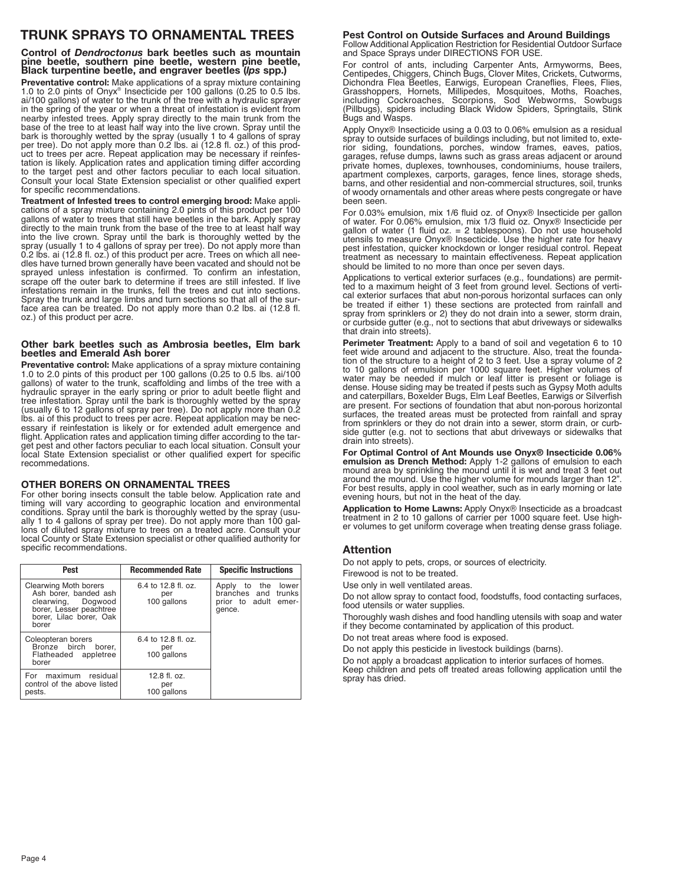# TRUNK SPRAYS TO ORNAMENTAL TREES

### Control of *Dendroctonus* bark beetles such as mountain pine beetle, southern pine beetle, western pine beetle, Black turpentine beetle, and engraver beetles (*Ips* spp.)

**Preventative control:** Make applications of a spray mixture containing 1.0 to 2.0 pints of Onyx® Insecticide per 100 gallons (0.25 to 0.5 lbs. ai/100 gallons) of water to the trunk of the tree with a hydraulic sprayer in the spring of the year or when a threat of infestation is evident from nearby infested trees. Apply spray directly to the main trunk from the base of the tree to at least half way into the live crown. Spray until the bark is thoroughly wetted by the spray (usually 1 to 4 gallons of spray per tree). Do not apply more than 0.2 lbs. ai (12.8 fl. oz.) of this product to trees per acre. Repeat application may be necessary if reinfestation is likely. Application rates and application timing differ according to the target pest and other factors peculiar to each local situation. Consult your local State Extension specialist or other qualified expert for specific recommendations.

**Treatment of Infested trees to control emerging brood:** Make applications of a spray mixture containing 2.0 pints of this product per 100 gallons of water to trees that still have beetles in the bark. Apply spray directly to the main trunk from the base of the tree to at least half way into the live crown. Spray until the bark is thoroughly wetted by the spray (usually 1 to 4 gallons of spray per tree). Do not apply more than 0.2 lbs. ai (12.8 fl. oz.) of this product per acre. Trees on which all needles have turned brown generally have been vacated and should not be sprayed unless infestation is confirmed. To confirm an infestation, scrape off the outer bark to determine if trees are still infested. If live infestations remain in the trunks, fell the trees and cut into sections. Spray the trunk and large limbs and turn sections so that all of the surface area can be treated. Do not apply more than 0.2 lbs. ai (12.8 fl. oz.) of this product per acre.

### Other bark beetles such as Ambrosia beetles, Elm bark beetles and Emerald Ash borer

**Preventative control:** Make applications of a spray mixture containing 1.0 to 2.0 pints of this product per 100 gallons (0.25 to 0.5 lbs. ai/100 gallons) of water to the trunk, scaffolding and limbs of the tree with a hydraulic sprayer in the early spring or prior to adult beetle flight and tree infestation. Spray until the bark is thoroughly wetted by the spray (usually 6 to 12 gallons of spray per tree). Do not apply more than 0.2 lbs. ai of this product to trees per acre. Repeat application may be necessary if reinfestation is likely or for extended adult emergence and flight. Application rates and application timing differ according to the target pest and other factors peculiar to each local situation. Consult your local State Extension specialist or other qualified expert for specific recommendations.

## OTHER BORERS ON ORNAMENTAL TREES

For other boring insects consult the table below. Application rate and timing will vary according to geographic location and environmental conditions. Spray until the bark is thoroughly wetted by the spray (usually 1 to 4 gallons of spray per tree). Do not apply more than 100 gallons of diluted spray mixture to trees on a treated acre. Consult your local County or State Extension specialist or other qualified authority for specific recommendations.

| Pest | Recommended Rate | Specific Instructions |
|---|---|---|
| Clearwing Moth borers Ash borer, banded ash clearwing, Dogwood borer, Lesser peachtree borer, Lilac borer, Oak borer | 6.4 to 12.8 fl. oz. per 100 gallons | Apply to the lower branches and trunks prior to adult emergence. |
| Coleopteran borers Bronze birch borer, Flatheaded appletree borer | 6.4 to 12.8 fl. oz. per 100 gallons | |
| For maximum residual control of the above listed pests. | 12.8 fl. oz. per 100 gallons | |

### Pest Control on Outside Surfaces and Around Buildings

Follow Additional Application Restriction for Residential Outdoor Surface and Space Sprays under DIRECTIONS FOR USE.

For control of ants, including Carpenter Ants, Armyworms, Bees, Centipedes, Chiggers, Chinch Bugs, Clover Mites, Crickets, Cutworms, Dichondra Flea Beetles, Earwigs, European Craneflies, Flees, Flies, Grasshoppers, Hornets, Millipedes, Mosquitoes, Moths, Roaches, including Cockroaches, Scorpions, Sod Webworms, Sowbugs (Pillbugs), spiders including Black Widow Spiders, Springtails, Stink Bugs and Wasps.

Apply Onyx® Insecticide using a 0.03 to 0.06% emulsion as a residual spray to outside surfaces of buildings including, but not limited to, exterior siding, foundations, porches, window frames, eaves, patios, garages, refuse dumps, lawns such as grass areas adjacent or around private homes, duplexes, townhouses, condominiums, house trailers, apartment complexes, carports, garages, fence lines, storage sheds, barns, and other residential and non-commercial structures, soil, trunks of woody ornamentals and other areas where pests congregate or have been seen.

For 0.03% emulsion, mix 1/6 fluid oz. of Onyx® Insecticide per gallon of water. For 0.06% emulsion, mix 1/3 fluid oz. Onyx® Insecticide per gallon of water (1 fluid oz. = 2 tablespoons). Do not use household utensils to measure Onyx® Insecticide. Use the higher rate for heavy pest infestation, quicker knockdown or longer residual control. Repeat treatment as necessary to maintain effectiveness. Repeat application should be limited to no more than once per seven days.

Applications to vertical exterior surfaces (e.g., foundations) are permitted to a maximum height of 3 feet from ground level. Sections of vertical exterior surfaces that abut non-porous horizontal surfaces can only be treated if either 1) these sections are protected from rainfall and spray from sprinklers or 2) they do not drain into a sewer, storm drain, or curbside gutter (e.g., not to sections that abut driveways or sidewalks that drain into streets).

**Perimeter Treatment:** Apply to a band of soil and vegetation 6 to 10 feet wide around and adjacent to the structure. Also, treat the foundation of the structure to a height of 2 to 3 feet. Use a spray volume of 2 to 10 gallons of emulsion per 1000 square feet. Higher volumes of water may be needed if mulch or leaf litter is present or foliage is dense. House siding may be treated if pests such as Gypsy Moth adults and caterpillars, Boxelder Bugs, Elm Leaf Beetles, Earwigs or Silverfish are present. For sections of foundation that abut non-porous horizontal surfaces, the treated areas must be protected from rainfall and spray from sprinklers or they do not drain into a sewer, storm drain, or curbside gutter (e.g. not to sections that abut driveways or sidewalks that drain into streets).

**For Optimal Control of Ant Mounds use Onyx® Insecticide 0.06% emulsion as Drench Method:** Apply 1-2 gallons of emulsion to each mound area by sprinkling the mound until it is wet and treat 3 feet out around the mound. Use the higher volume for mounds larger than 12". For best results, apply in cool weather, such as in early morning or late evening hours, but not in the heat of the day.

**Application to Home Lawns:** Apply Onyx® Insecticide as a broadcast treatment in 2 to 10 gallons of carrier per 1000 square feet. Use higher volumes to get uniform coverage when treating dense grass foliage.

## Attention

Do not apply to pets, crops, or sources of electricity.

Firewood is not to be treated.

Use only in well ventilated areas.

Do not allow spray to contact food, foodstuffs, food contacting surfaces, food utensils or water supplies.

Thoroughly wash dishes and food handling utensils with soap and water if they become contaminated by application of this product.

Do not treat areas where food is exposed.

Do not apply this pesticide in livestock buildings (barns).

Do not apply a broadcast application to interior surfaces of homes.
Keep children and pets off treated areas following application until the spray has dried.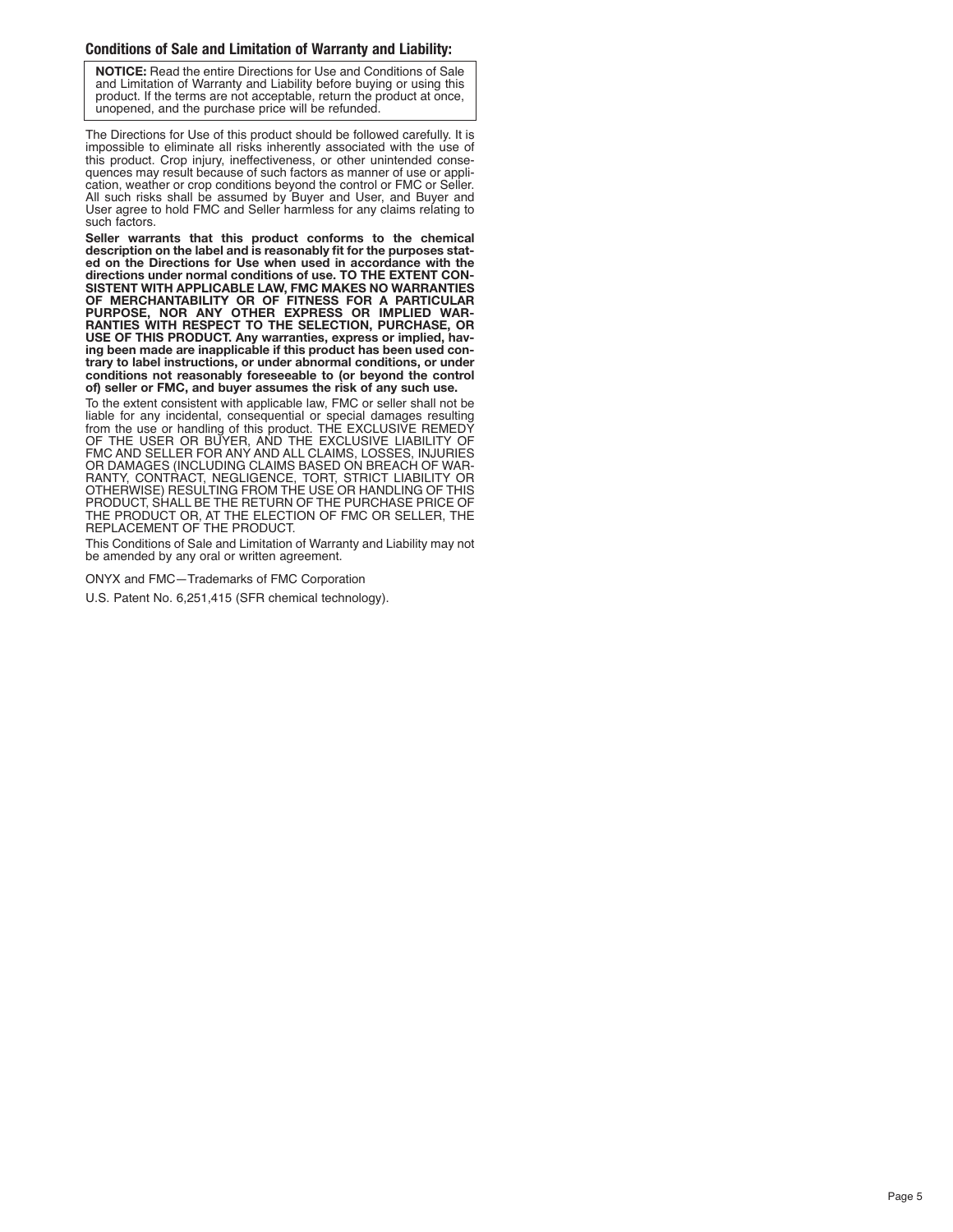### Conditions of Sale and Limitation of Warranty and Liability:

**NOTICE:** Read the entire Directions for Use and Conditions of Sale and Limitation of Warranty and Liability before buying or using this product. If the terms are not acceptable, return the product at once, unopened, and the purchase price will be refunded.

The Directions for Use of this product should be followed carefully. It is impossible to eliminate all risks inherently associated with the use of this product. Crop injury, ineffectiveness, or other unintended consequences may result because of such factors as manner of use or application, weather or crop conditions beyond the control or FMC or Seller. All such risks shall be assumed by Buyer and User, and Buyer and User agree to hold FMC and Seller harmless for any claims relating to such factors.

**Seller warrants that this product conforms to the chemical description on the label and is reasonably fit for the purposes stated on the Directions for Use when used in accordance with the directions under normal conditions of use. TO THE EXTENT CONSISTENT WITH APPLICABLE LAW, FMC MAKES NO WARRANTIES OF MERCHANTABILITY OR OF FITNESS FOR A PARTICULAR PURPOSE, NOR ANY OTHER EXPRESS OR IMPLIED WARRANTIES WITH RESPECT TO THE SELECTION, PURCHASE, OR USE OF THIS PRODUCT. Any warranties, express or implied, having been made are inapplicable if this product has been used contrary to label instructions, or under abnormal conditions, or under conditions not reasonably foreseeable to (or beyond the control of) seller or FMC, and buyer assumes the risk of any such use.**

To the extent consistent with applicable law, FMC or seller shall not be liable for any incidental, consequential or special damages resulting from the use or handling of this product. THE EXCLUSIVE REMEDY OF THE USER OR BUYER, AND THE EXCLUSIVE LIABILITY OF FMC AND SELLER FOR ANY AND ALL CLAIMS, LOSSES, INJURIES OR DAMAGES (INCLUDING CLAIMS BASED ON BREACH OF WARRANTY, CONTRACT, NEGLIGENCE, TORT, STRICT LIABILITY OR OTHERWISE) RESULTING FROM THE USE OR HANDLING OF THIS PRODUCT, SHALL BE THE RETURN OF THE PURCHASE PRICE OF THE PRODUCT OR, AT THE ELECTION OF FMC OR SELLER, THE REPLACEMENT OF THE PRODUCT.

This Conditions of Sale and Limitation of Warranty and Liability may not be amended by any oral or written agreement.

ONYX and FMC—Trademarks of FMC Corporation

U.S. Patent No. 6,251,415 (SFR chemical technology).